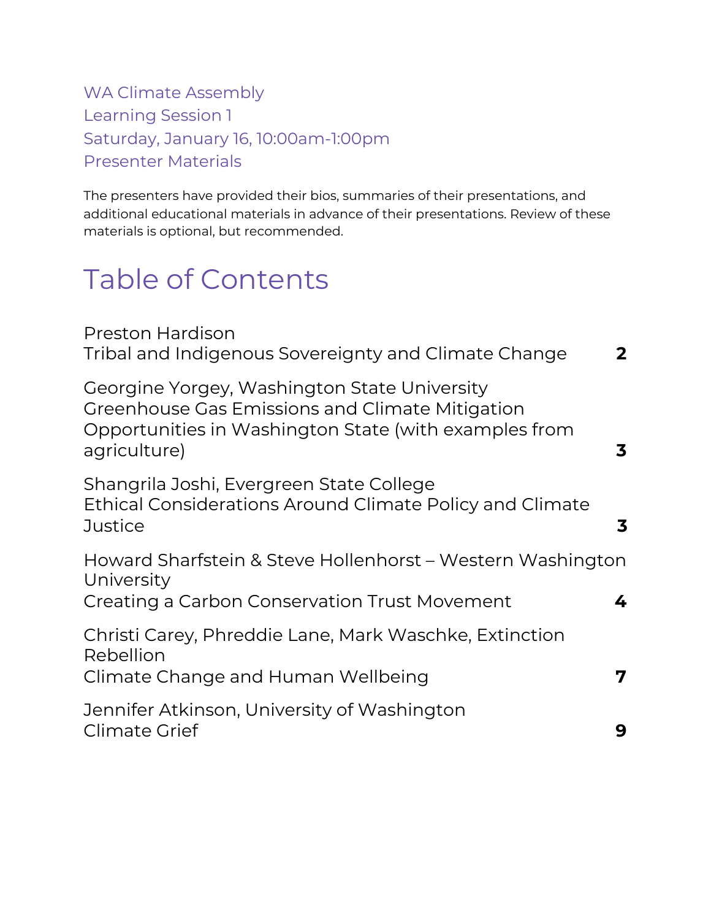WA Climate Assembly
Learning Session 1
Saturday, January 16, 10:00am-1:00pm
Presenter Materials

The presenters have provided their bios, summaries of their presentations, and additional educational materials in advance of their presentations. Review of these materials is optional, but recommended.

# Table of Contents

| | |
|---|---|
| Preston Hardison<br>Tribal and Indigenous Sovereignty and Climate Change | **2** |
| Georgine Yorgey, Washington State University<br>Greenhouse Gas Emissions and Climate Mitigation Opportunities in Washington State (with examples from agriculture) | **3** |
| Shangrila Joshi, Evergreen State College<br>Ethical Considerations Around Climate Policy and Climate Justice | **3** |
| Howard Sharfstein & Steve Hollenhorst – Western Washington University<br>Creating a Carbon Conservation Trust Movement | **4** |
| Christi Carey, Phreddie Lane, Mark Waschke, Extinction Rebellion<br>Climate Change and Human Wellbeing | **7** |
| Jennifer Atkinson, University of Washington<br>Climate Grief | **9** |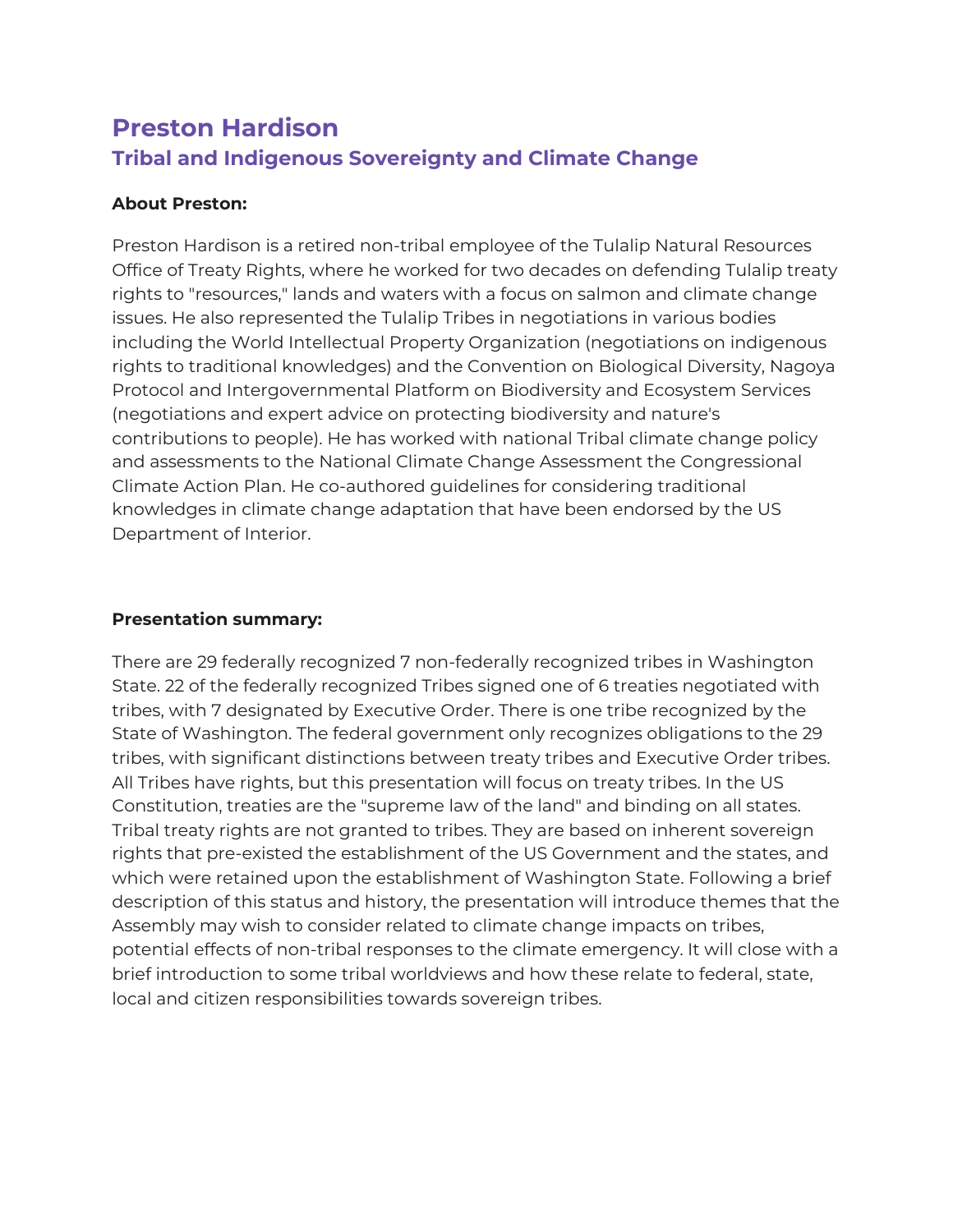# Preston Hardison

## Tribal and Indigenous Sovereignty and Climate Change

**About Preston:**

Preston Hardison is a retired non-tribal employee of the Tulalip Natural Resources Office of Treaty Rights, where he worked for two decades on defending Tulalip treaty rights to "resources," lands and waters with a focus on salmon and climate change issues. He also represented the Tulalip Tribes in negotiations in various bodies including the World Intellectual Property Organization (negotiations on indigenous rights to traditional knowledges) and the Convention on Biological Diversity, Nagoya Protocol and Intergovernmental Platform on Biodiversity and Ecosystem Services (negotiations and expert advice on protecting biodiversity and nature's contributions to people). He has worked with national Tribal climate change policy and assessments to the National Climate Change Assessment the Congressional Climate Action Plan. He co-authored guidelines for considering traditional knowledges in climate change adaptation that have been endorsed by the US Department of Interior.

**Presentation summary:**

There are 29 federally recognized 7 non-federally recognized tribes in Washington State. 22 of the federally recognized Tribes signed one of 6 treaties negotiated with tribes, with 7 designated by Executive Order. There is one tribe recognized by the State of Washington. The federal government only recognizes obligations to the 29 tribes, with significant distinctions between treaty tribes and Executive Order tribes. All Tribes have rights, but this presentation will focus on treaty tribes. In the US Constitution, treaties are the "supreme law of the land" and binding on all states. Tribal treaty rights are not granted to tribes. They are based on inherent sovereign rights that pre-existed the establishment of the US Government and the states, and which were retained upon the establishment of Washington State. Following a brief description of this status and history, the presentation will introduce themes that the Assembly may wish to consider related to climate change impacts on tribes, potential effects of non-tribal responses to the climate emergency. It will close with a brief introduction to some tribal worldviews and how these relate to federal, state, local and citizen responsibilities towards sovereign tribes.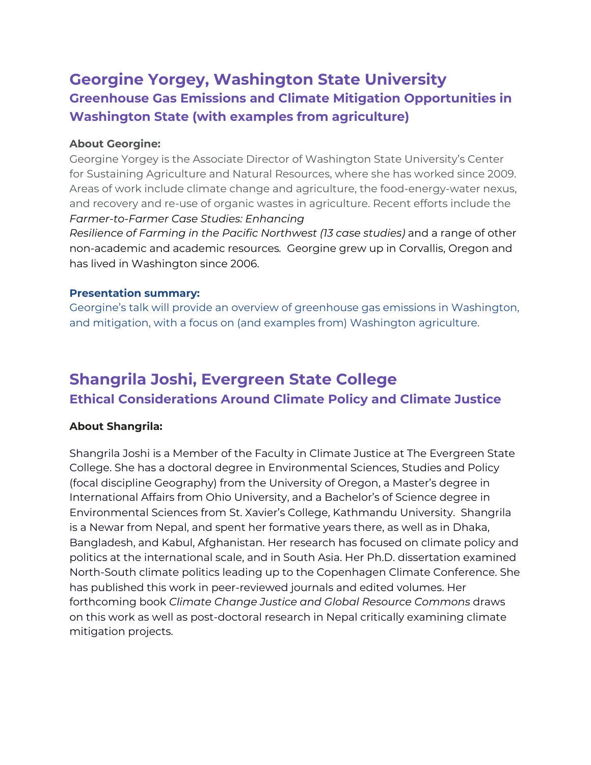## Georgine Yorgey, Washington State University

### Greenhouse Gas Emissions and Climate Mitigation Opportunities in Washington State (with examples from agriculture)

**About Georgine:**

Georgine Yorgey is the Associate Director of Washington State University's Center for Sustaining Agriculture and Natural Resources, where she has worked since 2009. Areas of work include climate change and agriculture, the food-energy-water nexus, and recovery and re-use of organic wastes in agriculture. Recent efforts include the *Farmer-to-Farmer Case Studies: Enhancing Resilience of Farming in the Pacific Northwest (13 case studies)* and a range of other non-academic and academic resources. Georgine grew up in Corvallis, Oregon and has lived in Washington since 2006.

**Presentation summary:**

Georgine's talk will provide an overview of greenhouse gas emissions in Washington, and mitigation, with a focus on (and examples from) Washington agriculture.

## Shangrila Joshi, Evergreen State College

### Ethical Considerations Around Climate Policy and Climate Justice

**About Shangrila:**

Shangrila Joshi is a Member of the Faculty in Climate Justice at The Evergreen State College. She has a doctoral degree in Environmental Sciences, Studies and Policy (focal discipline Geography) from the University of Oregon, a Master's degree in International Affairs from Ohio University, and a Bachelor's of Science degree in Environmental Sciences from St. Xavier's College, Kathmandu University. Shangrila is a Newar from Nepal, and spent her formative years there, as well as in Dhaka, Bangladesh, and Kabul, Afghanistan. Her research has focused on climate policy and politics at the international scale, and in South Asia. Her Ph.D. dissertation examined North-South climate politics leading up to the Copenhagen Climate Conference. She has published this work in peer-reviewed journals and edited volumes. Her forthcoming book *Climate Change Justice and Global Resource Commons* draws on this work as well as post-doctoral research in Nepal critically examining climate mitigation projects.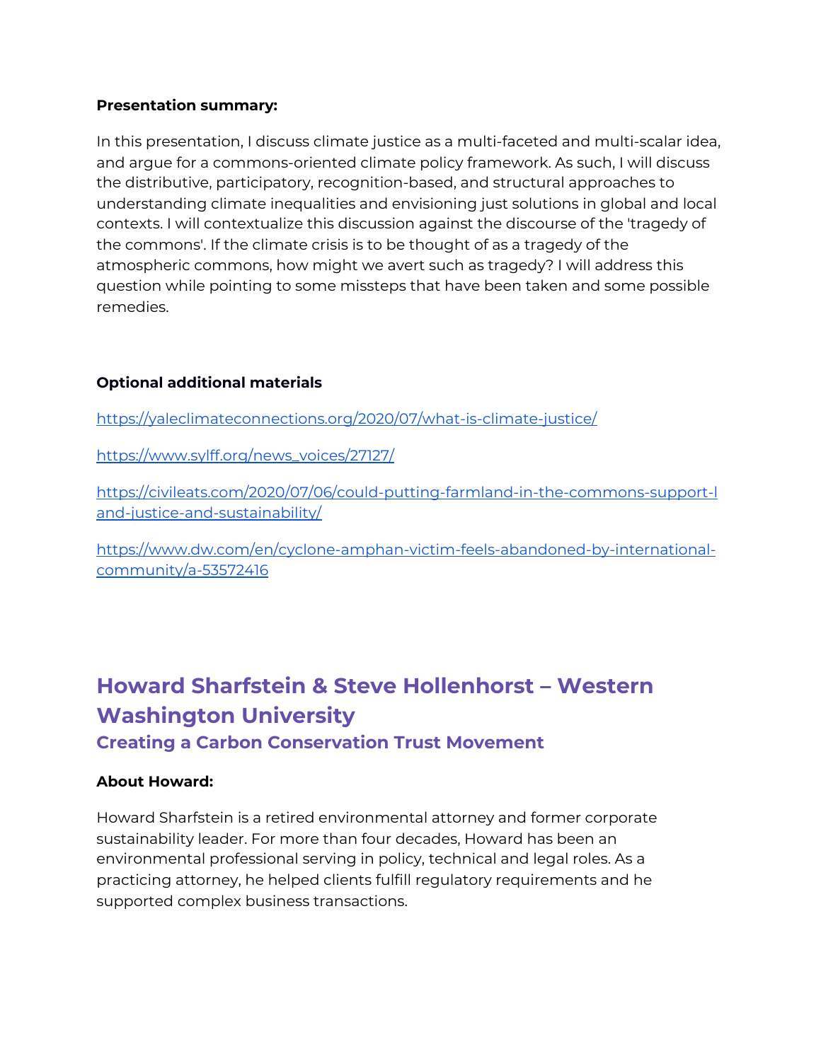**Presentation summary:**

In this presentation, I discuss climate justice as a multi-faceted and multi-scalar idea, and argue for a commons-oriented climate policy framework. As such, I will discuss the distributive, participatory, recognition-based, and structural approaches to understanding climate inequalities and envisioning just solutions in global and local contexts. I will contextualize this discussion against the discourse of the 'tragedy of the commons'. If the climate crisis is to be thought of as a tragedy of the atmospheric commons, how might we avert such as tragedy? I will address this question while pointing to some missteps that have been taken and some possible remedies.

**Optional additional materials**

https://yaleclimateconnections.org/2020/07/what-is-climate-justice/

https://www.sylff.org/news_voices/27127/

https://civileats.com/2020/07/06/could-putting-farmland-in-the-commons-support-land-justice-and-sustainability/

https://www.dw.com/en/cyclone-amphan-victim-feels-abandoned-by-international-community/a-53572416

## Howard Sharfstein & Steve Hollenhorst – Western Washington University

### Creating a Carbon Conservation Trust Movement

**About Howard:**

Howard Sharfstein is a retired environmental attorney and former corporate sustainability leader. For more than four decades, Howard has been an environmental professional serving in policy, technical and legal roles. As a practicing attorney, he helped clients fulfill regulatory requirements and he supported complex business transactions.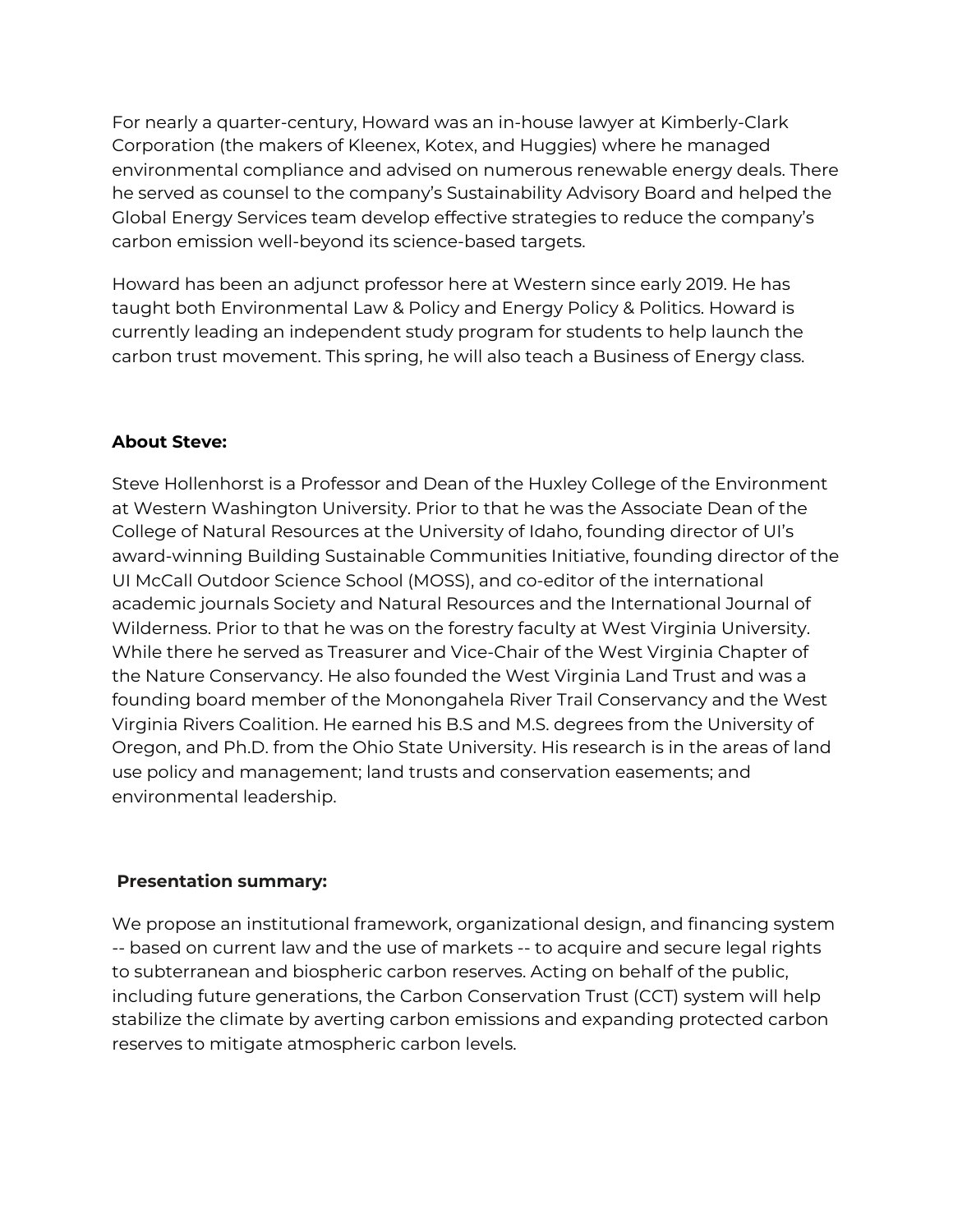For nearly a quarter-century, Howard was an in-house lawyer at Kimberly-Clark Corporation (the makers of Kleenex, Kotex, and Huggies) where he managed environmental compliance and advised on numerous renewable energy deals. There he served as counsel to the company's Sustainability Advisory Board and helped the Global Energy Services team develop effective strategies to reduce the company's carbon emission well-beyond its science-based targets.

Howard has been an adjunct professor here at Western since early 2019. He has taught both Environmental Law & Policy and Energy Policy & Politics. Howard is currently leading an independent study program for students to help launch the carbon trust movement. This spring, he will also teach a Business of Energy class.

**About Steve:**

Steve Hollenhorst is a Professor and Dean of the Huxley College of the Environment at Western Washington University. Prior to that he was the Associate Dean of the College of Natural Resources at the University of Idaho, founding director of UI's award-winning Building Sustainable Communities Initiative, founding director of the UI McCall Outdoor Science School (MOSS), and co-editor of the international academic journals Society and Natural Resources and the International Journal of Wilderness. Prior to that he was on the forestry faculty at West Virginia University. While there he served as Treasurer and Vice-Chair of the West Virginia Chapter of the Nature Conservancy. He also founded the West Virginia Land Trust and was a founding board member of the Monongahela River Trail Conservancy and the West Virginia Rivers Coalition. He earned his B.S and M.S. degrees from the University of Oregon, and Ph.D. from the Ohio State University. His research is in the areas of land use policy and management; land trusts and conservation easements; and environmental leadership.

**Presentation summary:**

We propose an institutional framework, organizational design, and financing system -- based on current law and the use of markets -- to acquire and secure legal rights to subterranean and biospheric carbon reserves. Acting on behalf of the public, including future generations, the Carbon Conservation Trust (CCT) system will help stabilize the climate by averting carbon emissions and expanding protected carbon reserves to mitigate atmospheric carbon levels.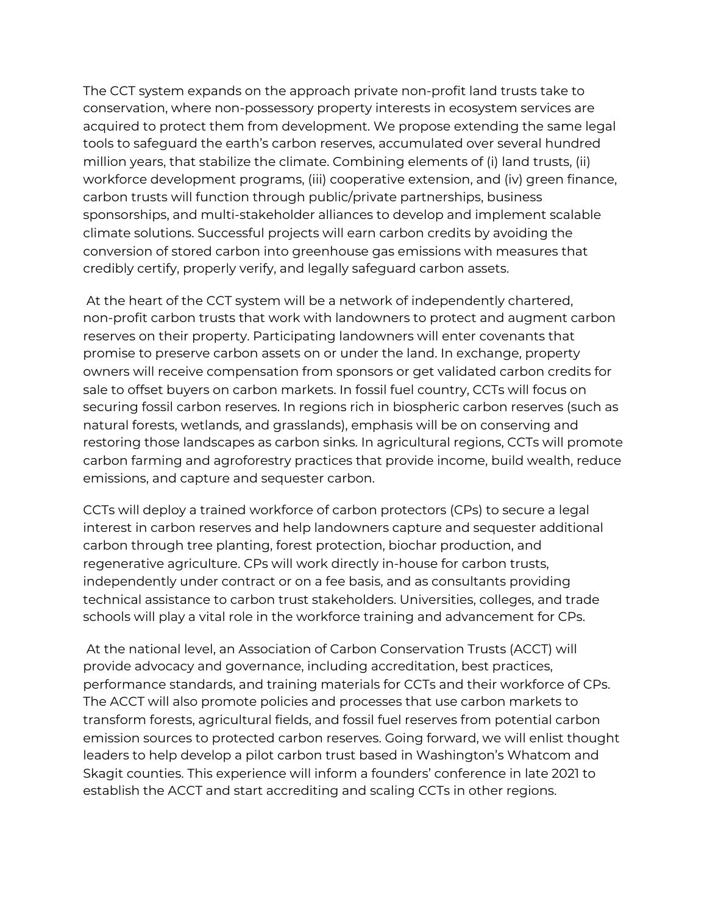The CCT system expands on the approach private non-profit land trusts take to conservation, where non-possessory property interests in ecosystem services are acquired to protect them from development. We propose extending the same legal tools to safeguard the earth's carbon reserves, accumulated over several hundred million years, that stabilize the climate. Combining elements of (i) land trusts, (ii) workforce development programs, (iii) cooperative extension, and (iv) green finance, carbon trusts will function through public/private partnerships, business sponsorships, and multi-stakeholder alliances to develop and implement scalable climate solutions. Successful projects will earn carbon credits by avoiding the conversion of stored carbon into greenhouse gas emissions with measures that credibly certify, properly verify, and legally safeguard carbon assets.

At the heart of the CCT system will be a network of independently chartered, non-profit carbon trusts that work with landowners to protect and augment carbon reserves on their property. Participating landowners will enter covenants that promise to preserve carbon assets on or under the land. In exchange, property owners will receive compensation from sponsors or get validated carbon credits for sale to offset buyers on carbon markets. In fossil fuel country, CCTs will focus on securing fossil carbon reserves. In regions rich in biospheric carbon reserves (such as natural forests, wetlands, and grasslands), emphasis will be on conserving and restoring those landscapes as carbon sinks. In agricultural regions, CCTs will promote carbon farming and agroforestry practices that provide income, build wealth, reduce emissions, and capture and sequester carbon.

CCTs will deploy a trained workforce of carbon protectors (CPs) to secure a legal interest in carbon reserves and help landowners capture and sequester additional carbon through tree planting, forest protection, biochar production, and regenerative agriculture. CPs will work directly in-house for carbon trusts, independently under contract or on a fee basis, and as consultants providing technical assistance to carbon trust stakeholders. Universities, colleges, and trade schools will play a vital role in the workforce training and advancement for CPs.

At the national level, an Association of Carbon Conservation Trusts (ACCT) will provide advocacy and governance, including accreditation, best practices, performance standards, and training materials for CCTs and their workforce of CPs. The ACCT will also promote policies and processes that use carbon markets to transform forests, agricultural fields, and fossil fuel reserves from potential carbon emission sources to protected carbon reserves. Going forward, we will enlist thought leaders to help develop a pilot carbon trust based in Washington's Whatcom and Skagit counties. This experience will inform a founders' conference in late 2021 to establish the ACCT and start accrediting and scaling CCTs in other regions.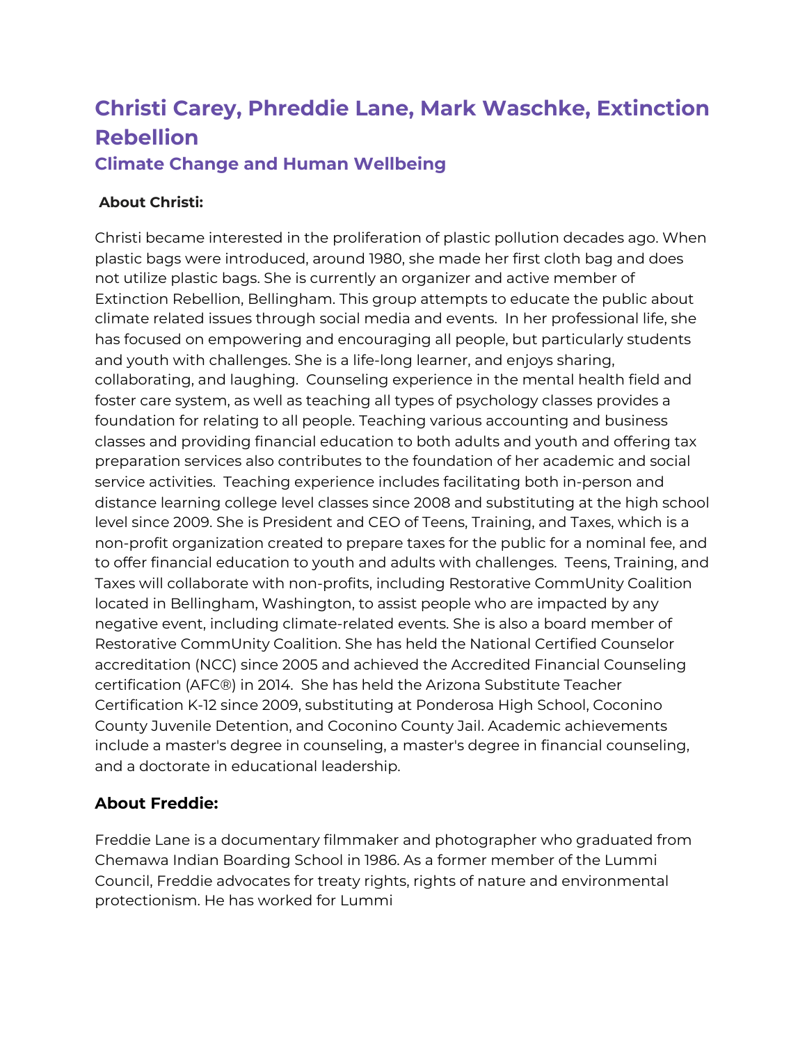# Christi Carey, Phreddie Lane, Mark Waschke, Extinction Rebellion

## Climate Change and Human Wellbeing

**About Christi:**

Christi became interested in the proliferation of plastic pollution decades ago. When plastic bags were introduced, around 1980, she made her first cloth bag and does not utilize plastic bags. She is currently an organizer and active member of Extinction Rebellion, Bellingham. This group attempts to educate the public about climate related issues through social media and events. In her professional life, she has focused on empowering and encouraging all people, but particularly students and youth with challenges. She is a life-long learner, and enjoys sharing, collaborating, and laughing. Counseling experience in the mental health field and foster care system, as well as teaching all types of psychology classes provides a foundation for relating to all people. Teaching various accounting and business classes and providing financial education to both adults and youth and offering tax preparation services also contributes to the foundation of her academic and social service activities. Teaching experience includes facilitating both in-person and distance learning college level classes since 2008 and substituting at the high school level since 2009. She is President and CEO of Teens, Training, and Taxes, which is a non-profit organization created to prepare taxes for the public for a nominal fee, and to offer financial education to youth and adults with challenges. Teens, Training, and Taxes will collaborate with non-profits, including Restorative CommUnity Coalition located in Bellingham, Washington, to assist people who are impacted by any negative event, including climate-related events. She is also a board member of Restorative CommUnity Coalition. She has held the National Certified Counselor accreditation (NCC) since 2005 and achieved the Accredited Financial Counseling certification (AFC®) in 2014. She has held the Arizona Substitute Teacher Certification K-12 since 2009, substituting at Ponderosa High School, Coconino County Juvenile Detention, and Coconino County Jail. Academic achievements include a master's degree in counseling, a master's degree in financial counseling, and a doctorate in educational leadership.

### About Freddie:

Freddie Lane is a documentary filmmaker and photographer who graduated from Chemawa Indian Boarding School in 1986. As a former member of the Lummi Council, Freddie advocates for treaty rights, rights of nature and environmental protectionism. He has worked for Lummi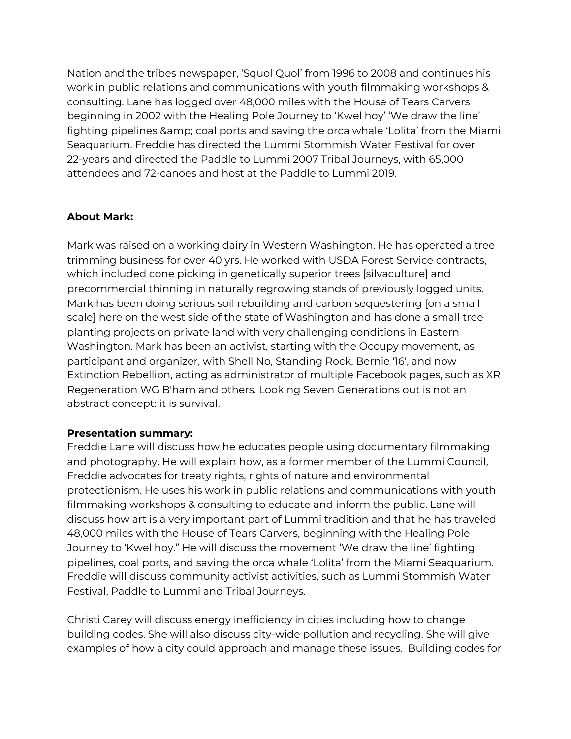Nation and the tribes newspaper, 'Squol Quol' from 1996 to 2008 and continues his work in public relations and communications with youth filmmaking workshops & consulting. Lane has logged over 48,000 miles with the House of Tears Carvers beginning in 2002 with the Healing Pole Journey to 'Kwel hoy' 'We draw the line' fighting pipelines &amp; coal ports and saving the orca whale 'Lolita' from the Miami Seaquarium. Freddie has directed the Lummi Stommish Water Festival for over 22-years and directed the Paddle to Lummi 2007 Tribal Journeys, with 65,000 attendees and 72-canoes and host at the Paddle to Lummi 2019.

**About Mark:**

Mark was raised on a working dairy in Western Washington. He has operated a tree trimming business for over 40 yrs. He worked with USDA Forest Service contracts, which included cone picking in genetically superior trees [silvaculture] and precommercial thinning in naturally regrowing stands of previously logged units. Mark has been doing serious soil rebuilding and carbon sequestering [on a small scale] here on the west side of the state of Washington and has done a small tree planting projects on private land with very challenging conditions in Eastern Washington. Mark has been an activist, starting with the Occupy movement, as participant and organizer, with Shell No, Standing Rock, Bernie '16', and now Extinction Rebellion, acting as administrator of multiple Facebook pages, such as XR Regeneration WG B'ham and others. Looking Seven Generations out is not an abstract concept: it is survival.

**Presentation summary:**

Freddie Lane will discuss how he educates people using documentary filmmaking and photography. He will explain how, as a former member of the Lummi Council, Freddie advocates for treaty rights, rights of nature and environmental protectionism. He uses his work in public relations and communications with youth filmmaking workshops & consulting to educate and inform the public. Lane will discuss how art is a very important part of Lummi tradition and that he has traveled 48,000 miles with the House of Tears Carvers, beginning with the Healing Pole Journey to 'Kwel hoy." He will discuss the movement 'We draw the line' fighting pipelines, coal ports, and saving the orca whale 'Lolita' from the Miami Seaquarium. Freddie will discuss community activist activities, such as Lummi Stommish Water Festival, Paddle to Lummi and Tribal Journeys.

Christi Carey will discuss energy inefficiency in cities including how to change building codes. She will also discuss city-wide pollution and recycling. She will give examples of how a city could approach and manage these issues. Building codes for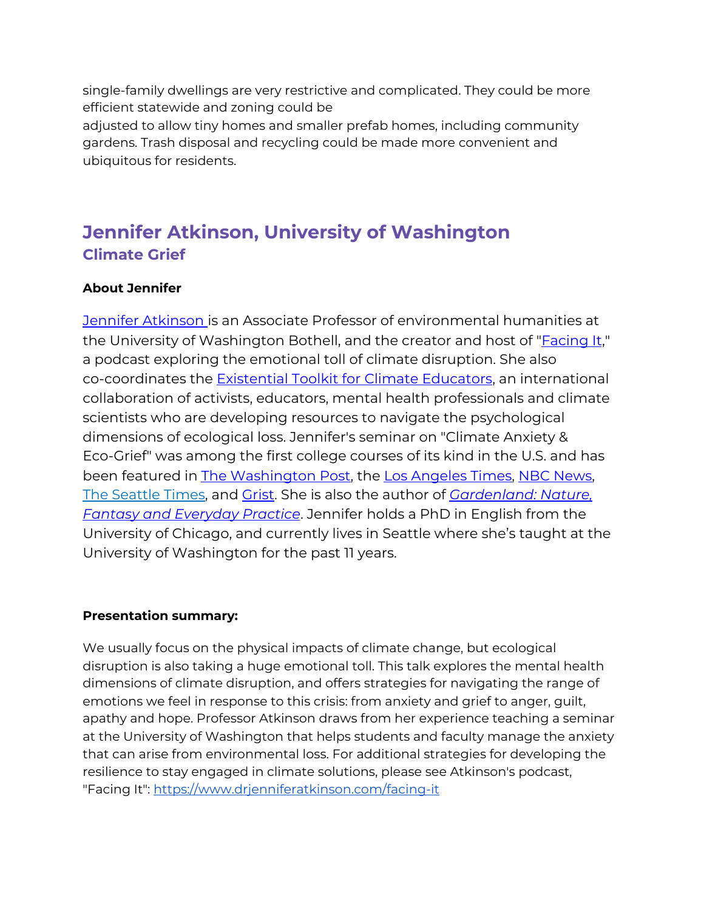single-family dwellings are very restrictive and complicated. They could be more efficient statewide and zoning could be
adjusted to allow tiny homes and smaller prefab homes, including community gardens. Trash disposal and recycling could be made more convenient and ubiquitous for residents.

## Jennifer Atkinson, University of Washington
### Climate Grief

**About Jennifer**

Jennifer Atkinson is an Associate Professor of environmental humanities at the University of Washington Bothell, and the creator and host of "Facing It," a podcast exploring the emotional toll of climate disruption. She also co-coordinates the Existential Toolkit for Climate Educators, an international collaboration of activists, educators, mental health professionals and climate scientists who are developing resources to navigate the psychological dimensions of ecological loss. Jennifer's seminar on "Climate Anxiety & Eco-Grief" was among the first college courses of its kind in the U.S. and has been featured in The Washington Post, the Los Angeles Times, NBC News, The Seattle Times, and Grist. She is also the author of *Gardenland: Nature, Fantasy and Everyday Practice*. Jennifer holds a PhD in English from the University of Chicago, and currently lives in Seattle where she's taught at the University of Washington for the past 11 years.

**Presentation summary:**

We usually focus on the physical impacts of climate change, but ecological disruption is also taking a huge emotional toll. This talk explores the mental health dimensions of climate disruption, and offers strategies for navigating the range of emotions we feel in response to this crisis: from anxiety and grief to anger, guilt, apathy and hope. Professor Atkinson draws from her experience teaching a seminar at the University of Washington that helps students and faculty manage the anxiety that can arise from environmental loss. For additional strategies for developing the resilience to stay engaged in climate solutions, please see Atkinson's podcast, "Facing It": https://www.drjenniferatkinson.com/facing-it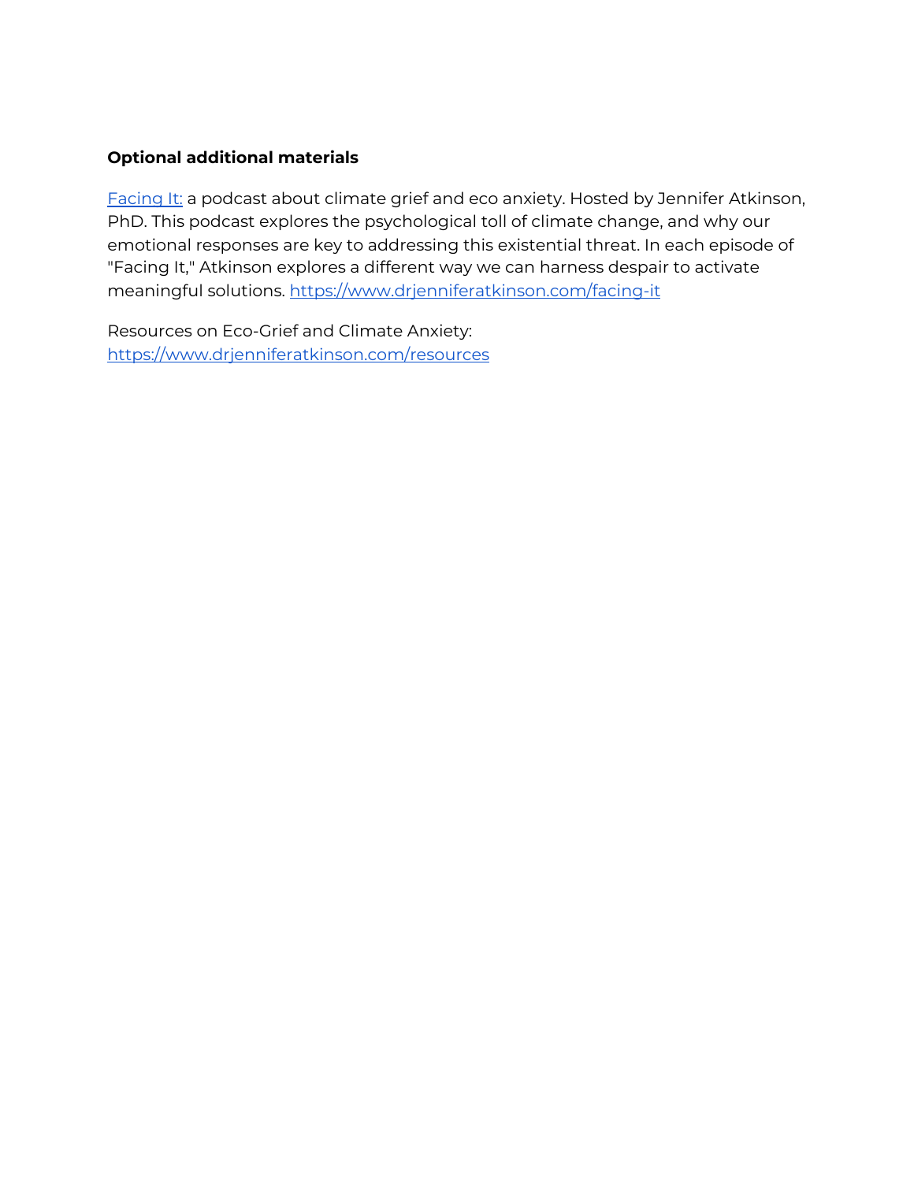**Optional additional materials**

[Facing It:](https://www.drjenniferatkinson.com/facing-it) a podcast about climate grief and eco anxiety. Hosted by Jennifer Atkinson, PhD. This podcast explores the psychological toll of climate change, and why our emotional responses are key to addressing this existential threat. In each episode of "Facing It," Atkinson explores a different way we can harness despair to activate meaningful solutions. https://www.drjenniferatkinson.com/facing-it

Resources on Eco-Grief and Climate Anxiety:
https://www.drjenniferatkinson.com/resources